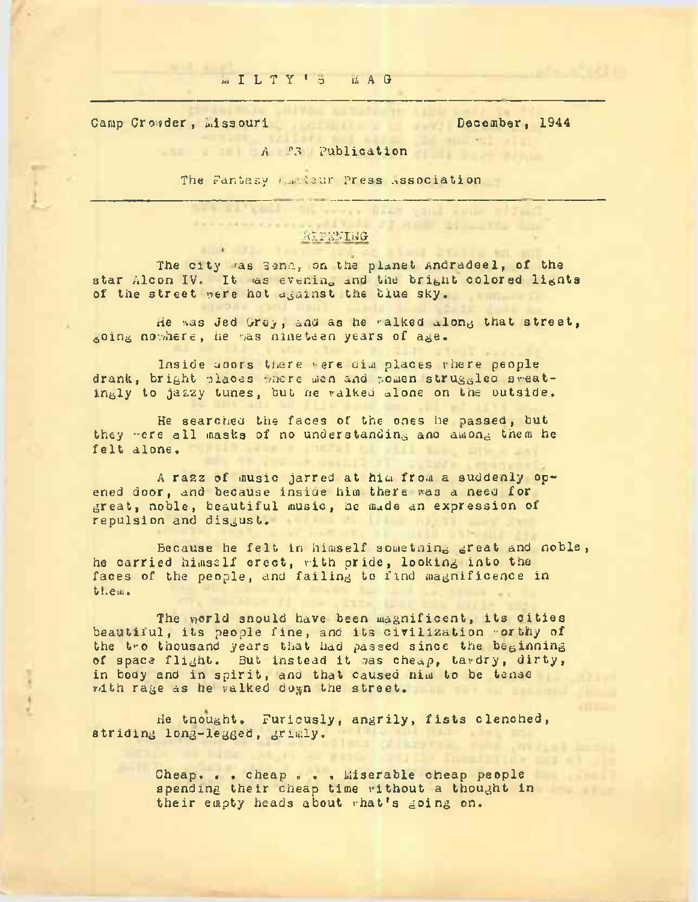# MILTY'S MAG

Camp Crowder, Missouri — December, 1944

A FAPA Publication

The Fantasy Amateur Press Association

---

## RIPENING

The city was Senn, on the planet Andradeel, of the star Alcon IV. It was evening and the bright colored lights of the street were hot against the blue sky.

He was Jed Grey, and as he walked along that street, going nowhere, he was nineteen years of age.

Inside doors there were dim places where people drank, bright places where men and women struggled sweatingly to jazzy tunes, but he walked alone on the outside.

He searched the faces of the ones he passed, but they were all masks of no understanding and among them he felt alone.

A razz of music jarred at him from a suddenly opened door, and because inside him there was a need for great, noble, beautiful music, he made an expression of repulsion and disgust.

Because he felt in himself something great and noble, he carried himself erect, with pride, looking into the faces of the people, and failing to find magnificence in them.

The world should have been magnificent, its cities beautiful, its people fine, and its civilization worthy of the two thousand years that had passed since the beginning of space flight. But instead it was cheap, tawdry, dirty, in body and in spirit, and that caused him to be tense with rage as he walked down the street.

He thought. Furiously, angrily, fists clenched, striding long-legged, grimly.

> Cheap. . . cheap . . . Miserable cheap people spending their cheap time without a thought in their empty heads about what's going on.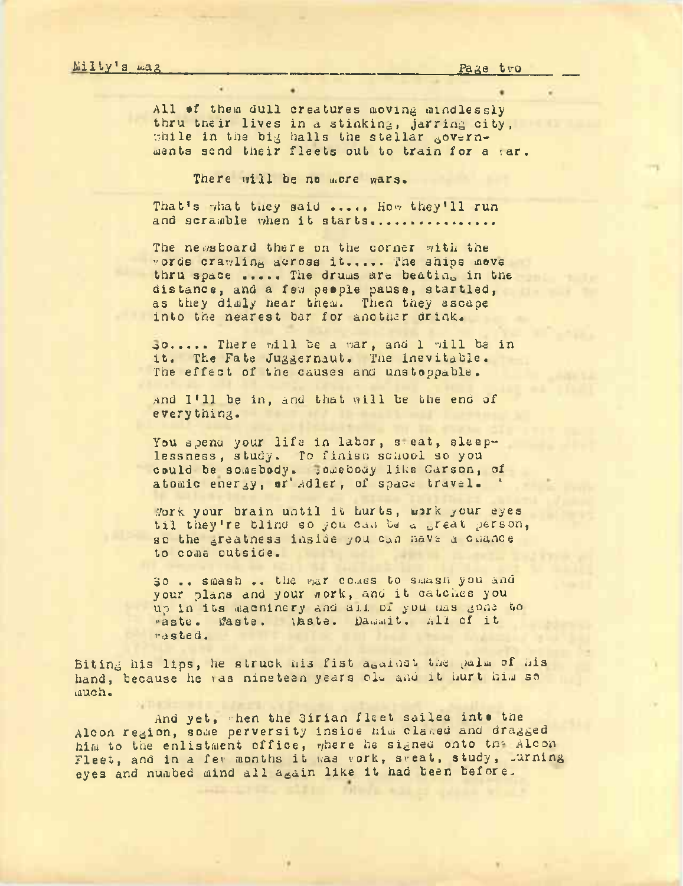All of them dull creatures moving mindlessly thru their lives in a stinking, jarring city, while in the big halls the stellar governments send their fleets out to train for a war.

There will be no more wars.

That's what they said ..... How they'll run and scramble when it starts...............

The newsboard there on the corner with the words crawling across it..... The ships move thru space ..... The drums are beating in the distance, and a few people pause, startled, as they dimly hear them. Then they escape into the nearest bar for another drink.

So..... There will be a war, and I will be in it. The Fate Juggernaut. The Inevitable. The effect of the causes and unstoppable.

And I'll be in, and that will be the end of everything.

You spend your life in labor, sweat, sleeplessness, study. To finish school so you could be somebody. Somebody like Carson, of atomic energy, or Adler, of space travel.

Work your brain until it hurts, work your eyes til they're blind so you can be a great person, so the greatness inside you can have a chance to come outside.

So .. smash .. the war comes to smash you and your plans and your work, and it catches you up in its machinery and all of you has gone to waste. Waste. Waste. Dammit. All of it wasted.

Biting his lips, he struck his fist against the palm of his hand, because he was nineteen years old and it hurt him so much.

And yet, when the Sirian fleet sailed into the Alcon region, some perversity inside him clawed and dragged him to the enlistment office, where he signed onto the Alcon Fleet, and in a few months it was work, sweat, study, burning eyes and numbed mind all again like it had been before.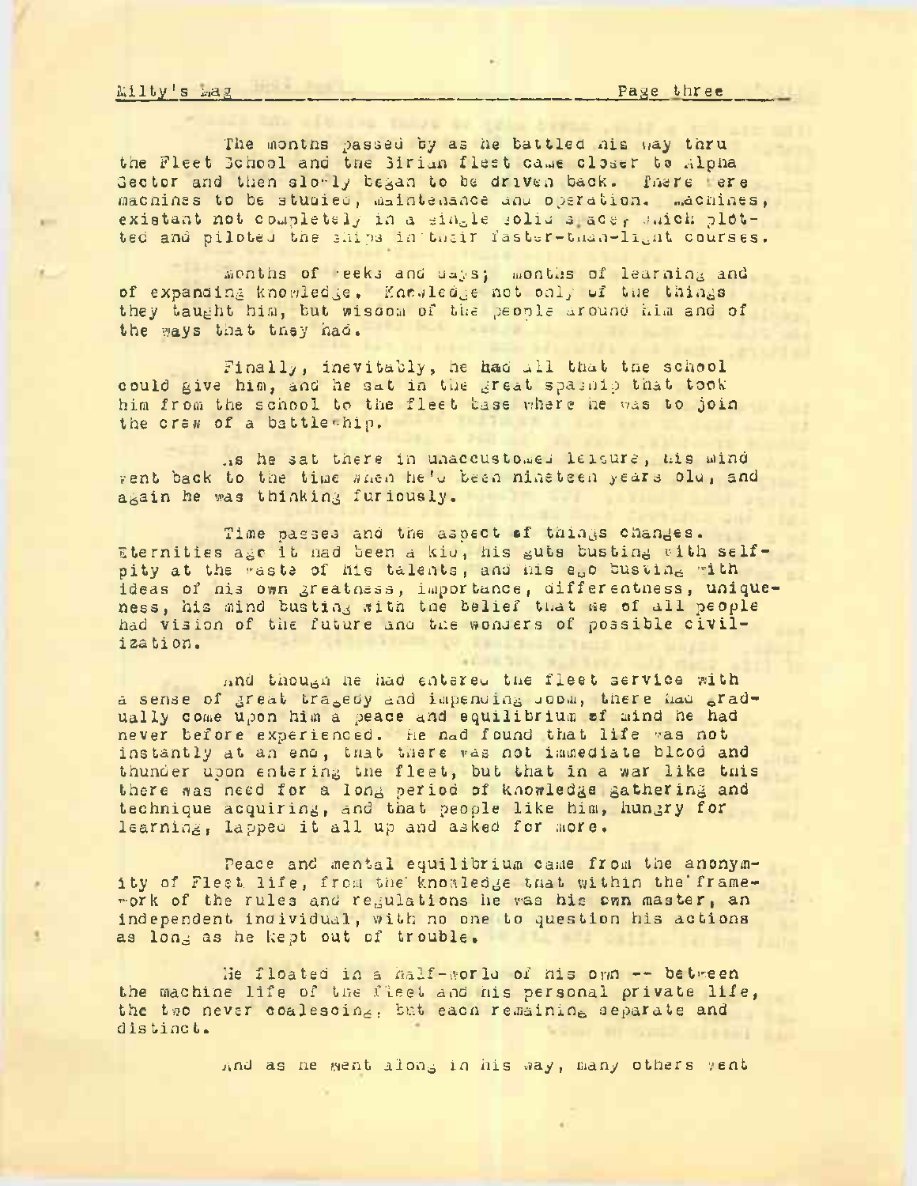The months passed by as he battled his way thru the Fleet School and the Sirian fleet came closer to Alpha Sector and then slowly began to be driven back. There were machines to be studied, maintenance and operation. Machines, existant not completely in a single solid space, which plotted and piloted the ships in their faster-than-light courses.

Months of weeks and days; months of learning and of expanding knowledge. Knowledge not only of the things they taught him, but wisdom of the people around him and of the ways that they had.

Finally, inevitably, he had all that the school could give him, and he sat in the great spaship that took him from the school to the fleet base where he was to join the crew of a battleship.

As he sat there in unaccustomed leisure, his mind went back to the time when he'd been nineteen years old, and again he was thinking furiously.

Time passes and the aspect of things changes. Eternities ago it had been a kid, his guts busting with self-pity at the waste of his talents, and his ego busting with ideas of his own greatness, importance, differentness, uniqueness, his mind busting with the belief that he of all people had vision of the future and the wonders of possible civilization.

And though he had entered the fleet service with a sense of great tragedy and impending doom, there had gradually come upon him a peace and equilibrium of mind he had never before experienced. He had found that life was not instantly at an end, that there was not immediate blood and thunder upon entering the fleet, but that in a war like this there was need for a long period of knowledge gathering and technique acquiring, and that people like him, hungry for learning, lapped it all up and asked for more.

Peace and mental equilibrium came from the anonymity of Fleet life, from the knowledge that within the framework of the rules and regulations he was his own master, an independent individual, with no one to question his actions as long as he kept out of trouble.

He floated in a half-world of his own -- between the machine life of the Fleet and his personal private life, the two never coalescing, but each remaining separate and distinct.

And as he went along in his way, many others went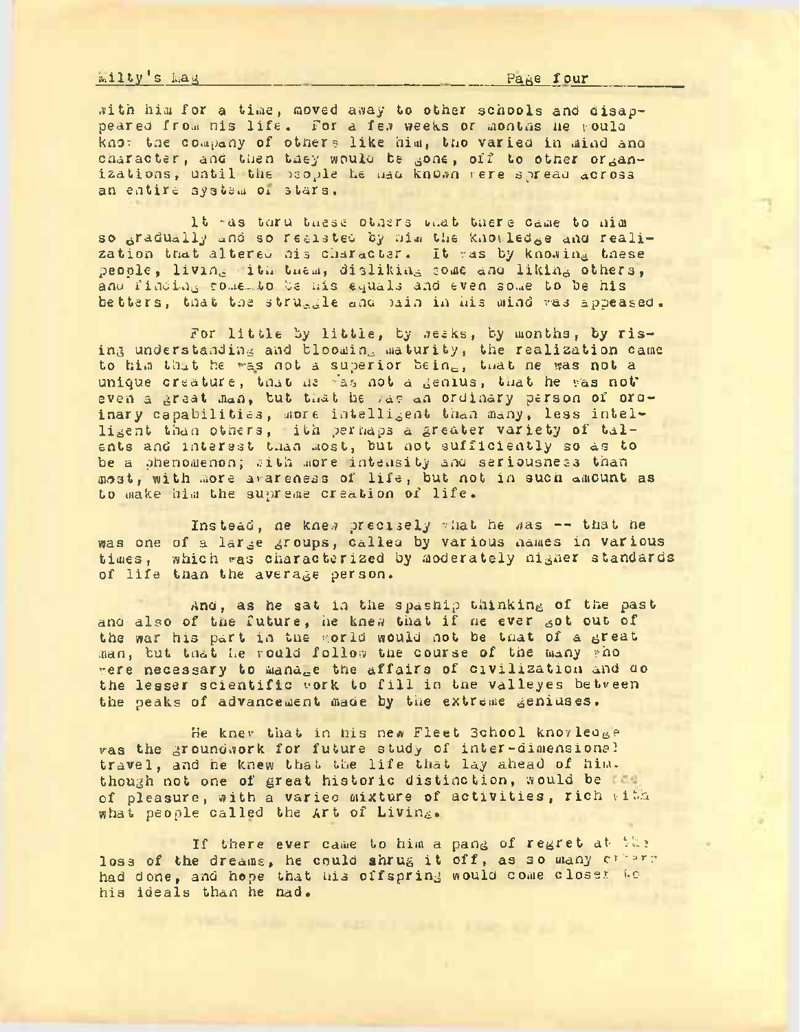with him for a time, moved away to other schools and disappeared from his life. For a few weeks or months he would know the company of others like him, who varied in mind and character, and then they would be gone, off to other organizations, until the people he had known were spread across an entire system of stars.

It was thru these others that there came to him so gradually and so resisted by him the knowledge and realization that altered his character. It was by knowing these people, living with them, disliking some and liking others, and finding some to be his equals and even some to be his betters, that the struggle and pain in his mind was appeased.

For little by little, by weeks, by months, by rising understanding and blooming maturity, the realization came to him that he was not a superior being, that he was not a unique creature, that he was not a genius, that he was not even a great man, but that he was an ordinary person of ordinary capabilities, more intelligent than many, less intelligent than others, with perhaps a greater variety of talents and interest than most, but not sufficiently so as to be a phenomenon; with more intensity and seriousness than most, with more awareness of life, but not in such amount as to make him the supreme creation of life.

Instead, he knew precisely what he was -- that he was one of a large groups, called by various names in various times, which was characterized by moderately higher standards of life than the average person.

And, as he sat in the spaship thinking of the past and also of the future, he knew that if he ever got out of the war his part in the world would not be that of a great man, but that he would follow the course of the many who were necessary to manage the affairs of civilization and do the lesser scientific work to fill in the valleyes between the peaks of advancement made by the extreme geniuses.

He knew that in his new Fleet School knowledge was the groundwork for future study of inter-dimensional travel, and he knew that the life that lay ahead of him, though not one of great historic distinction, would be one of pleasure, with a varied mixture of activities, rich with what people called the Art of Living.

If there ever came to him a pang of regret at the loss of the dreams, he could shrug it off, as so many others had done, and hope that his offspring would come closer to his ideals than he had.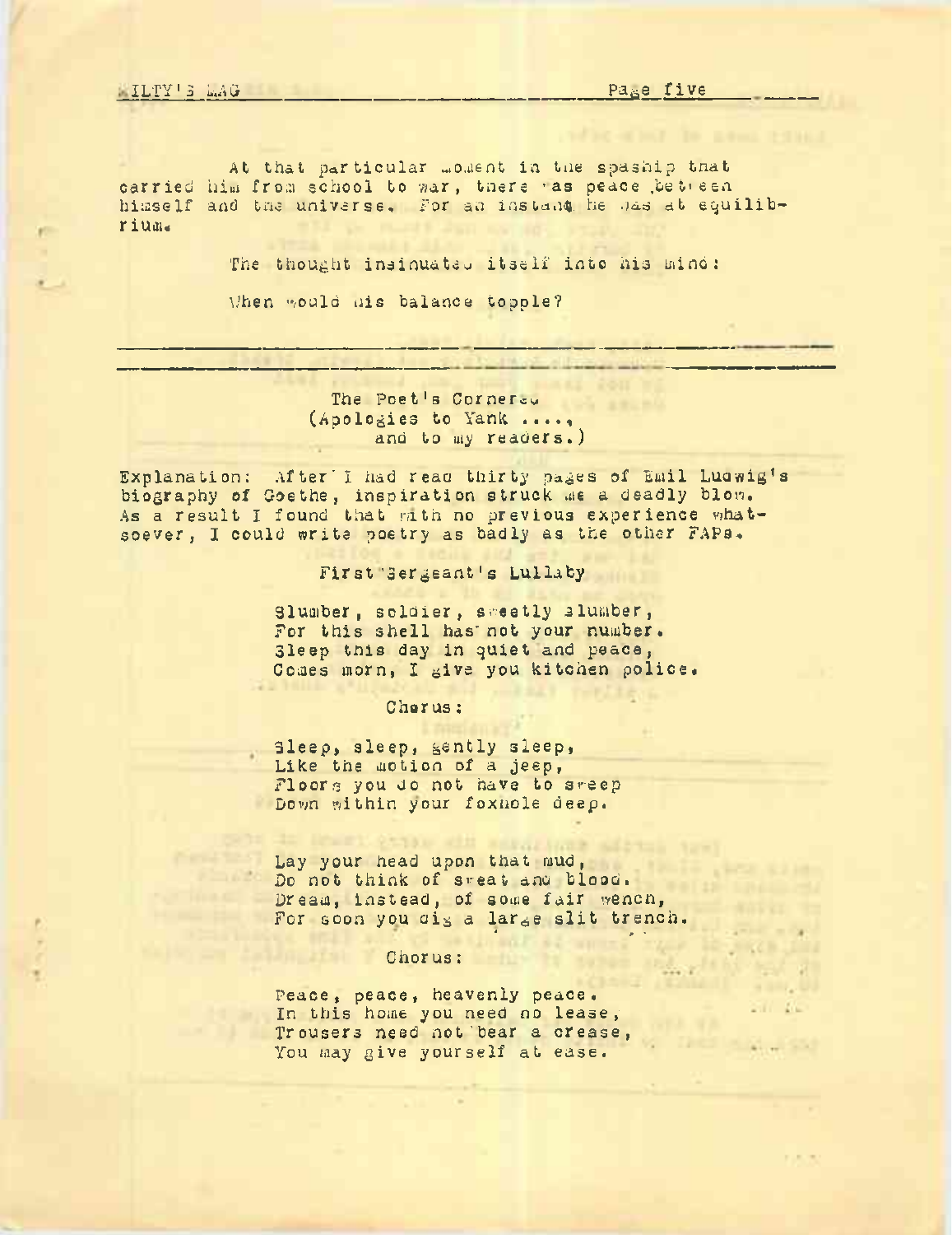At that particular moment in the spaship that carried him from school to war, there was peace between himself and the universe. For an instant he was at equilibrium.

The thought insinuated itself into his mind:

When would his balance topple?

---

The Poet's Cornered
(Apologies to Yank ....,
and to my readers.)

Explanation: After I had read thirty pages of Emil Ludwig's biography of Goethe, inspiration struck me a deadly blow. As a result I found that with no previous experience whatsoever, I could write poetry as badly as the other FAPs.

First Sergeant's Lullaby

Slumber, soldier, sweetly slumber,
For this shell has not your number.
Sleep this day in quiet and peace,
Comes morn, I give you kitchen police.

Chorus:

Sleep, sleep, gently sleep,
Like the motion of a jeep,
Floors you do not have to sweep
Down within your foxhole deep.

Lay your head upon that mud,
Do not think of sweat and blood.
Dream, instead, of some fair wench,
For soon you dig a large slit trench.

Chorus:

Peace, peace, heavenly peace.
In this home you need no lease,
Trousers need not bear a crease,
You may give yourself at ease.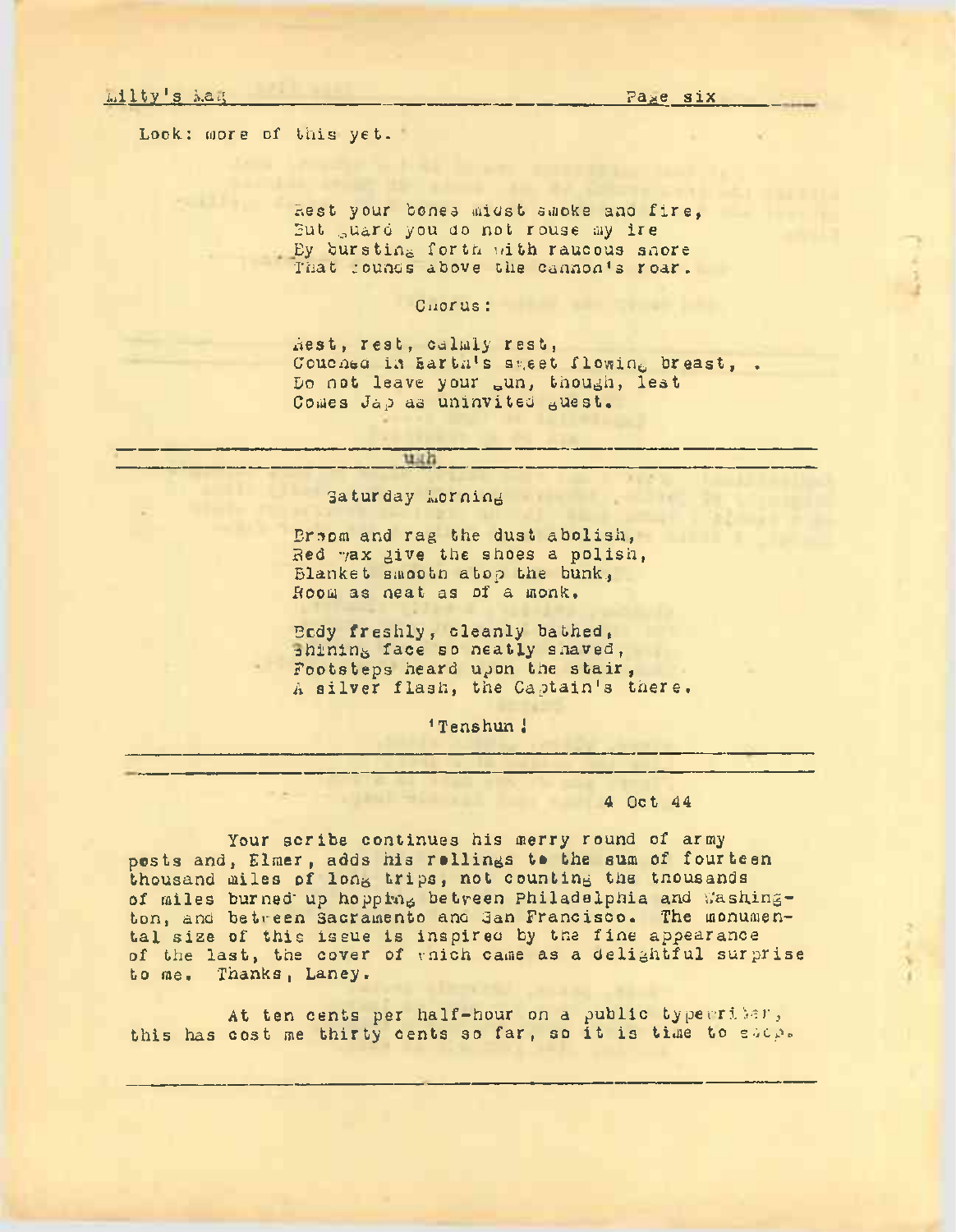Look: more of this yet.

Rest your bones midst smoke and fire,
But guard you do not rouse my ire
By bursting forth with raucous snore
That sounds above the cannon's roar.

Chorus:

Rest, rest, calmly rest,
Couched in Earth's sweet flowing breast, .
Do not leave your gun, though, lest
Comes Jap as uninvited guest.

---

ugh

Saturday Morning

Broom and rag the dust abolish,
Red wax give the shoes a polish,
Blanket smooth atop the bunk,
Room as neat as of a monk.

Body freshly, cleanly bathed,
Shining face so neatly shaved,
Footsteps heard upon the stair,
A silver flash, the Captain's there.

'Tenshun!

---

4 Oct 44

Your scribe continues his merry round of army posts and, Elmer, adds his rollings to the sum of fourteen thousand miles of long trips, not counting the thousands of miles burned up hopping between Philadelphia and Washington, and between Sacramento and San Francisco. The monumental size of this issue is inspired by the fine appearance of the last, the cover of which came as a delightful surprise to me. Thanks, Laney.

At ten cents per half-hour on a public typewriter, this has cost me thirty cents so far, so it is time to stop.